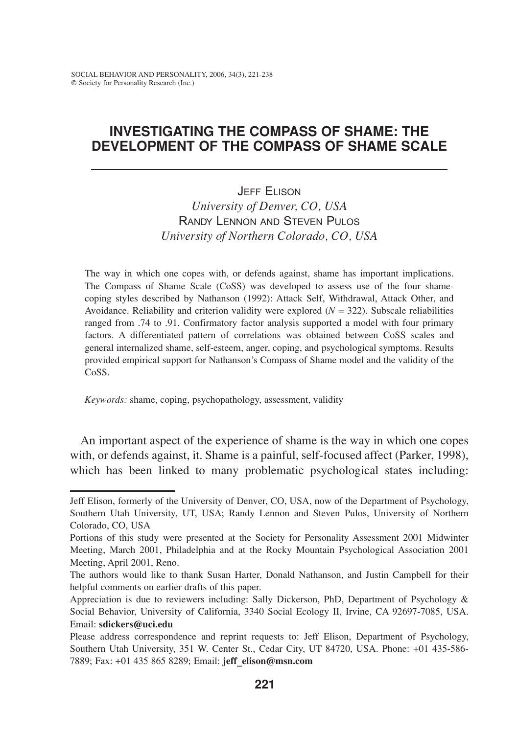# INVESTIGATING THE COMPASS OF SHAME: THE DEVELOPMENT OF THE COMPASS OF SHAME SCALE

JEFF ELISON

*University of Denver, CO, USA*

RANDY LENNON AND STEVEN PULOS

*University of Northern Colorado, CO, USA*

The way in which one copes with, or defends against, shame has important implications. The Compass of Shame Scale (CoSS) was developed to assess use of the four shame-coping styles described by Nathanson (1992): Attack Self, Withdrawal, Attack Other, and Avoidance. Reliability and criterion validity were explored ($N$ = 322). Subscale reliabilities ranged from .74 to .91. Confirmatory factor analysis supported a model with four primary factors. A differentiated pattern of correlations was obtained between CoSS scales and general internalized shame, self-esteem, anger, coping, and psychological symptoms. Results provided empirical support for Nathanson's Compass of Shame model and the validity of the CoSS.

*Keywords:* shame, coping, psychopathology, assessment, validity

An important aspect of the experience of shame is the way in which one copes with, or defends against, it. Shame is a painful, self-focused affect (Parker, 1998), which has been linked to many problematic psychological states including:

---

Jeff Elison, formerly of the University of Denver, CO, USA, now of the Department of Psychology, Southern Utah University, UT, USA; Randy Lennon and Steven Pulos, University of Northern Colorado, CO, USA

Portions of this study were presented at the Society for Personality Assessment 2001 Midwinter Meeting, March 2001, Philadelphia and at the Rocky Mountain Psychological Association 2001 Meeting, April 2001, Reno.

The authors would like to thank Susan Harter, Donald Nathanson, and Justin Campbell for their helpful comments on earlier drafts of this paper.

Appreciation is due to reviewers including: Sally Dickerson, PhD, Department of Psychology & Social Behavior, University of California, 3340 Social Ecology II, Irvine, CA 92697-7085, USA. Email: **sdickers@uci.edu**

Please address correspondence and reprint requests to: Jeff Elison, Department of Psychology, Southern Utah University, 351 W. Center St., Cedar City, UT 84720, USA. Phone: +01 435-586-7889; Fax: +01 435 865 8289; Email: **jeff_elison@msn.com**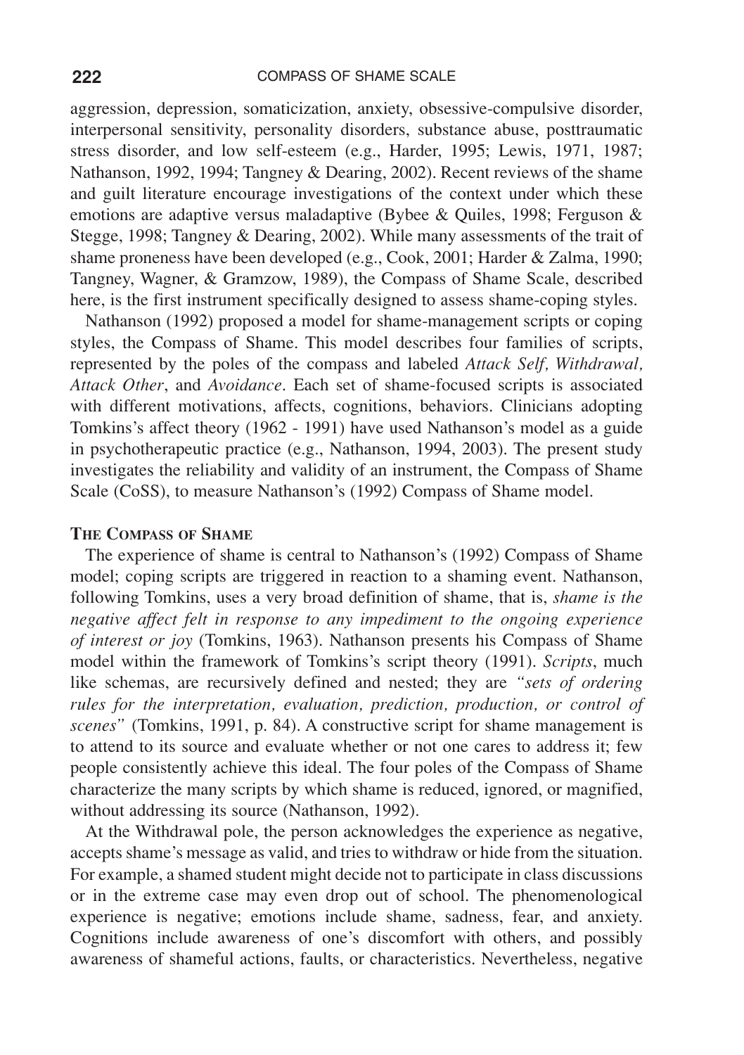aggression, depression, somaticization, anxiety, obsessive-compulsive disorder, interpersonal sensitivity, personality disorders, substance abuse, posttraumatic stress disorder, and low self-esteem (e.g., Harder, 1995; Lewis, 1971, 1987; Nathanson, 1992, 1994; Tangney & Dearing, 2002). Recent reviews of the shame and guilt literature encourage investigations of the context under which these emotions are adaptive versus maladaptive (Bybee & Quiles, 1998; Ferguson & Stegge, 1998; Tangney & Dearing, 2002). While many assessments of the trait of shame proneness have been developed (e.g., Cook, 2001; Harder & Zalma, 1990; Tangney, Wagner, & Gramzow, 1989), the Compass of Shame Scale, described here, is the first instrument specifically designed to assess shame-coping styles.

Nathanson (1992) proposed a model for shame-management scripts or coping styles, the Compass of Shame. This model describes four families of scripts, represented by the poles of the compass and labeled *Attack Self, Withdrawal, Attack Other*, and *Avoidance*. Each set of shame-focused scripts is associated with different motivations, affects, cognitions, behaviors. Clinicians adopting Tomkins's affect theory (1962 - 1991) have used Nathanson's model as a guide in psychotherapeutic practice (e.g., Nathanson, 1994, 2003). The present study investigates the reliability and validity of an instrument, the Compass of Shame Scale (CoSS), to measure Nathanson's (1992) Compass of Shame model.

## The Compass of Shame

The experience of shame is central to Nathanson's (1992) Compass of Shame model; coping scripts are triggered in reaction to a shaming event. Nathanson, following Tomkins, uses a very broad definition of shame, that is, *shame is the negative affect felt in response to any impediment to the ongoing experience of interest or joy* (Tomkins, 1963). Nathanson presents his Compass of Shame model within the framework of Tomkins's script theory (1991). *Scripts*, much like schemas, are recursively defined and nested; they are *"sets of ordering rules for the interpretation, evaluation, prediction, production, or control of scenes"* (Tomkins, 1991, p. 84). A constructive script for shame management is to attend to its source and evaluate whether or not one cares to address it; few people consistently achieve this ideal. The four poles of the Compass of Shame characterize the many scripts by which shame is reduced, ignored, or magnified, without addressing its source (Nathanson, 1992).

At the Withdrawal pole, the person acknowledges the experience as negative, accepts shame's message as valid, and tries to withdraw or hide from the situation. For example, a shamed student might decide not to participate in class discussions or in the extreme case may even drop out of school. The phenomenological experience is negative; emotions include shame, sadness, fear, and anxiety. Cognitions include awareness of one's discomfort with others, and possibly awareness of shameful actions, faults, or characteristics. Nevertheless, negative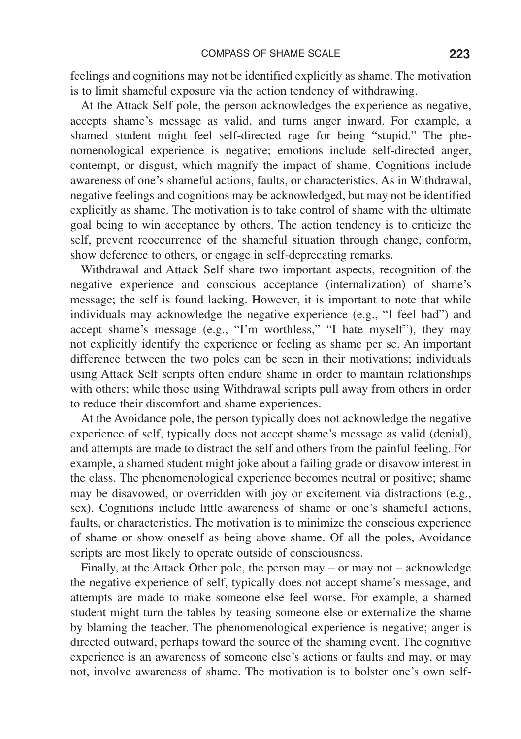feelings and cognitions may not be identified explicitly as shame. The motivation is to limit shameful exposure via the action tendency of withdrawing.

At the Attack Self pole, the person acknowledges the experience as negative, accepts shame's message as valid, and turns anger inward. For example, a shamed student might feel self-directed rage for being "stupid." The phenomenological experience is negative; emotions include self-directed anger, contempt, or disgust, which magnify the impact of shame. Cognitions include awareness of one's shameful actions, faults, or characteristics. As in Withdrawal, negative feelings and cognitions may be acknowledged, but may not be identified explicitly as shame. The motivation is to take control of shame with the ultimate goal being to win acceptance by others. The action tendency is to criticize the self, prevent reoccurrence of the shameful situation through change, conform, show deference to others, or engage in self-deprecating remarks.

Withdrawal and Attack Self share two important aspects, recognition of the negative experience and conscious acceptance (internalization) of shame's message; the self is found lacking. However, it is important to note that while individuals may acknowledge the negative experience (e.g., "I feel bad") and accept shame's message (e.g., "I'm worthless," "I hate myself"), they may not explicitly identify the experience or feeling as shame per se. An important difference between the two poles can be seen in their motivations; individuals using Attack Self scripts often endure shame in order to maintain relationships with others; while those using Withdrawal scripts pull away from others in order to reduce their discomfort and shame experiences.

At the Avoidance pole, the person typically does not acknowledge the negative experience of self, typically does not accept shame's message as valid (denial), and attempts are made to distract the self and others from the painful feeling. For example, a shamed student might joke about a failing grade or disavow interest in the class. The phenomenological experience becomes neutral or positive; shame may be disavowed, or overridden with joy or excitement via distractions (e.g., sex). Cognitions include little awareness of shame or one's shameful actions, faults, or characteristics. The motivation is to minimize the conscious experience of shame or show oneself as being above shame. Of all the poles, Avoidance scripts are most likely to operate outside of consciousness.

Finally, at the Attack Other pole, the person may – or may not – acknowledge the negative experience of self, typically does not accept shame's message, and attempts are made to make someone else feel worse. For example, a shamed student might turn the tables by teasing someone else or externalize the shame by blaming the teacher. The phenomenological experience is negative; anger is directed outward, perhaps toward the source of the shaming event. The cognitive experience is an awareness of someone else's actions or faults and may, or may not, involve awareness of shame. The motivation is to bolster one's own self-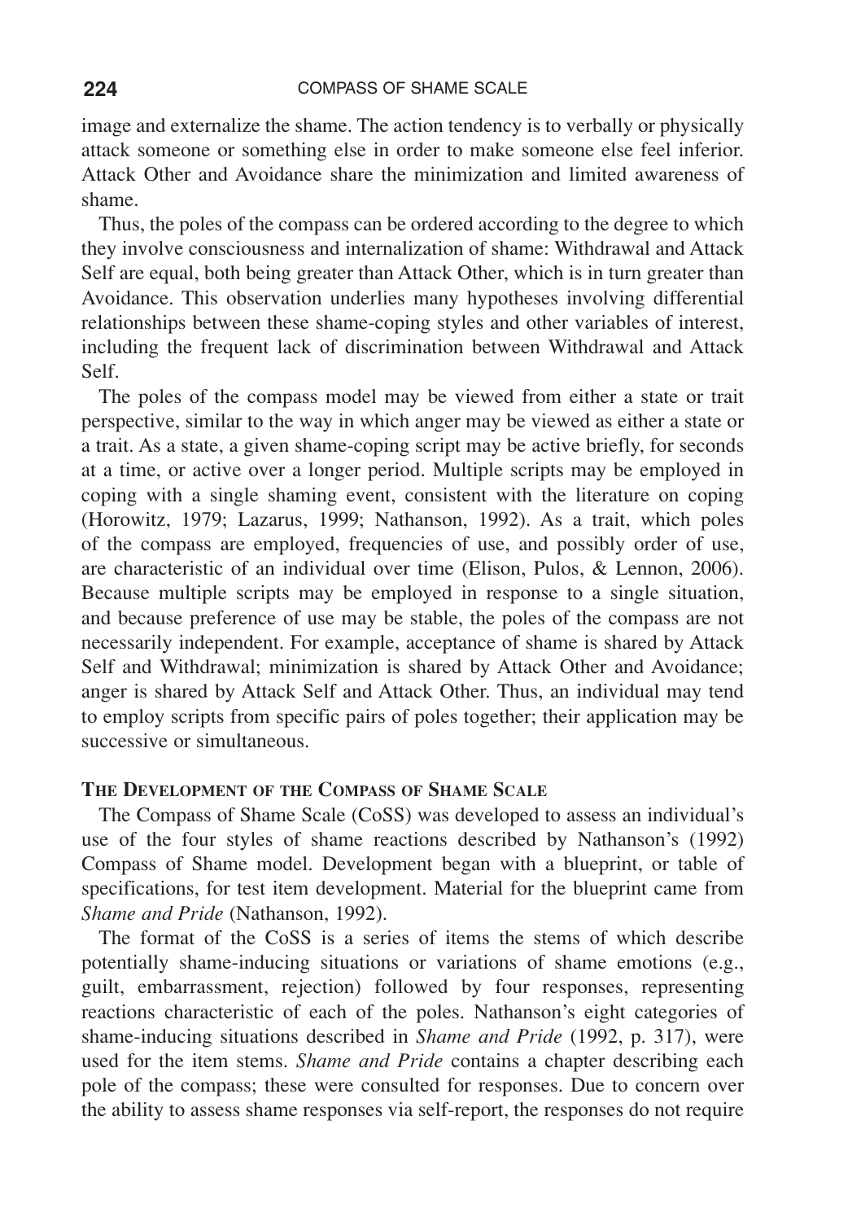image and externalize the shame. The action tendency is to verbally or physically attack someone or something else in order to make someone else feel inferior. Attack Other and Avoidance share the minimization and limited awareness of shame.

Thus, the poles of the compass can be ordered according to the degree to which they involve consciousness and internalization of shame: Withdrawal and Attack Self are equal, both being greater than Attack Other, which is in turn greater than Avoidance. This observation underlies many hypotheses involving differential relationships between these shame-coping styles and other variables of interest, including the frequent lack of discrimination between Withdrawal and Attack Self.

The poles of the compass model may be viewed from either a state or trait perspective, similar to the way in which anger may be viewed as either a state or a trait. As a state, a given shame-coping script may be active briefly, for seconds at a time, or active over a longer period. Multiple scripts may be employed in coping with a single shaming event, consistent with the literature on coping (Horowitz, 1979; Lazarus, 1999; Nathanson, 1992). As a trait, which poles of the compass are employed, frequencies of use, and possibly order of use, are characteristic of an individual over time (Elison, Pulos, & Lennon, 2006). Because multiple scripts may be employed in response to a single situation, and because preference of use may be stable, the poles of the compass are not necessarily independent. For example, acceptance of shame is shared by Attack Self and Withdrawal; minimization is shared by Attack Other and Avoidance; anger is shared by Attack Self and Attack Other. Thus, an individual may tend to employ scripts from specific pairs of poles together; their application may be successive or simultaneous.

## The Development of the Compass of Shame Scale

The Compass of Shame Scale (CoSS) was developed to assess an individual's use of the four styles of shame reactions described by Nathanson's (1992) Compass of Shame model. Development began with a blueprint, or table of specifications, for test item development. Material for the blueprint came from *Shame and Pride* (Nathanson, 1992).

The format of the CoSS is a series of items the stems of which describe potentially shame-inducing situations or variations of shame emotions (e.g., guilt, embarrassment, rejection) followed by four responses, representing reactions characteristic of each of the poles. Nathanson's eight categories of shame-inducing situations described in *Shame and Pride* (1992, p. 317), were used for the item stems. *Shame and Pride* contains a chapter describing each pole of the compass; these were consulted for responses. Due to concern over the ability to assess shame responses via self-report, the responses do not require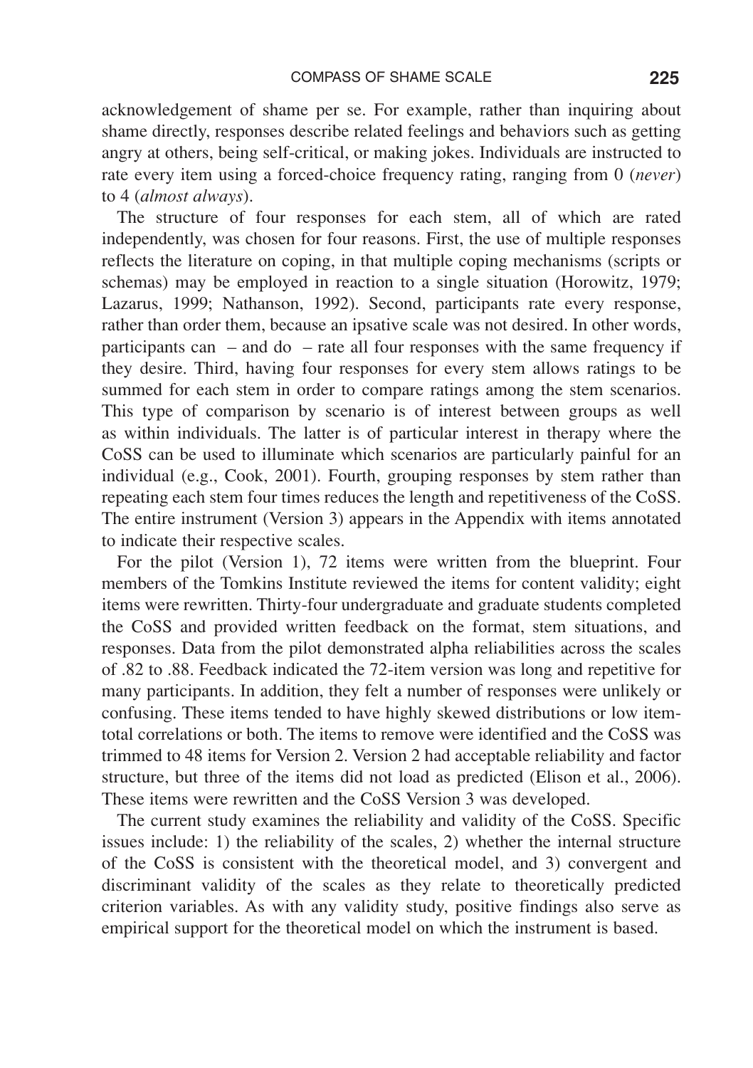acknowledgement of shame per se. For example, rather than inquiring about shame directly, responses describe related feelings and behaviors such as getting angry at others, being self-critical, or making jokes. Individuals are instructed to rate every item using a forced-choice frequency rating, ranging from 0 (*never*) to 4 (*almost always*).

The structure of four responses for each stem, all of which are rated independently, was chosen for four reasons. First, the use of multiple responses reflects the literature on coping, in that multiple coping mechanisms (scripts or schemas) may be employed in reaction to a single situation (Horowitz, 1979; Lazarus, 1999; Nathanson, 1992). Second, participants rate every response, rather than order them, because an ipsative scale was not desired. In other words, participants can – and do – rate all four responses with the same frequency if they desire. Third, having four responses for every stem allows ratings to be summed for each stem in order to compare ratings among the stem scenarios. This type of comparison by scenario is of interest between groups as well as within individuals. The latter is of particular interest in therapy where the CoSS can be used to illuminate which scenarios are particularly painful for an individual (e.g., Cook, 2001). Fourth, grouping responses by stem rather than repeating each stem four times reduces the length and repetitiveness of the CoSS. The entire instrument (Version 3) appears in the Appendix with items annotated to indicate their respective scales.

For the pilot (Version 1), 72 items were written from the blueprint. Four members of the Tomkins Institute reviewed the items for content validity; eight items were rewritten. Thirty-four undergraduate and graduate students completed the CoSS and provided written feedback on the format, stem situations, and responses. Data from the pilot demonstrated alpha reliabilities across the scales of .82 to .88. Feedback indicated the 72-item version was long and repetitive for many participants. In addition, they felt a number of responses were unlikely or confusing. These items tended to have highly skewed distributions or low item-total correlations or both. The items to remove were identified and the CoSS was trimmed to 48 items for Version 2. Version 2 had acceptable reliability and factor structure, but three of the items did not load as predicted (Elison et al., 2006). These items were rewritten and the CoSS Version 3 was developed.

The current study examines the reliability and validity of the CoSS. Specific issues include: 1) the reliability of the scales, 2) whether the internal structure of the CoSS is consistent with the theoretical model, and 3) convergent and discriminant validity of the scales as they relate to theoretically predicted criterion variables. As with any validity study, positive findings also serve as empirical support for the theoretical model on which the instrument is based.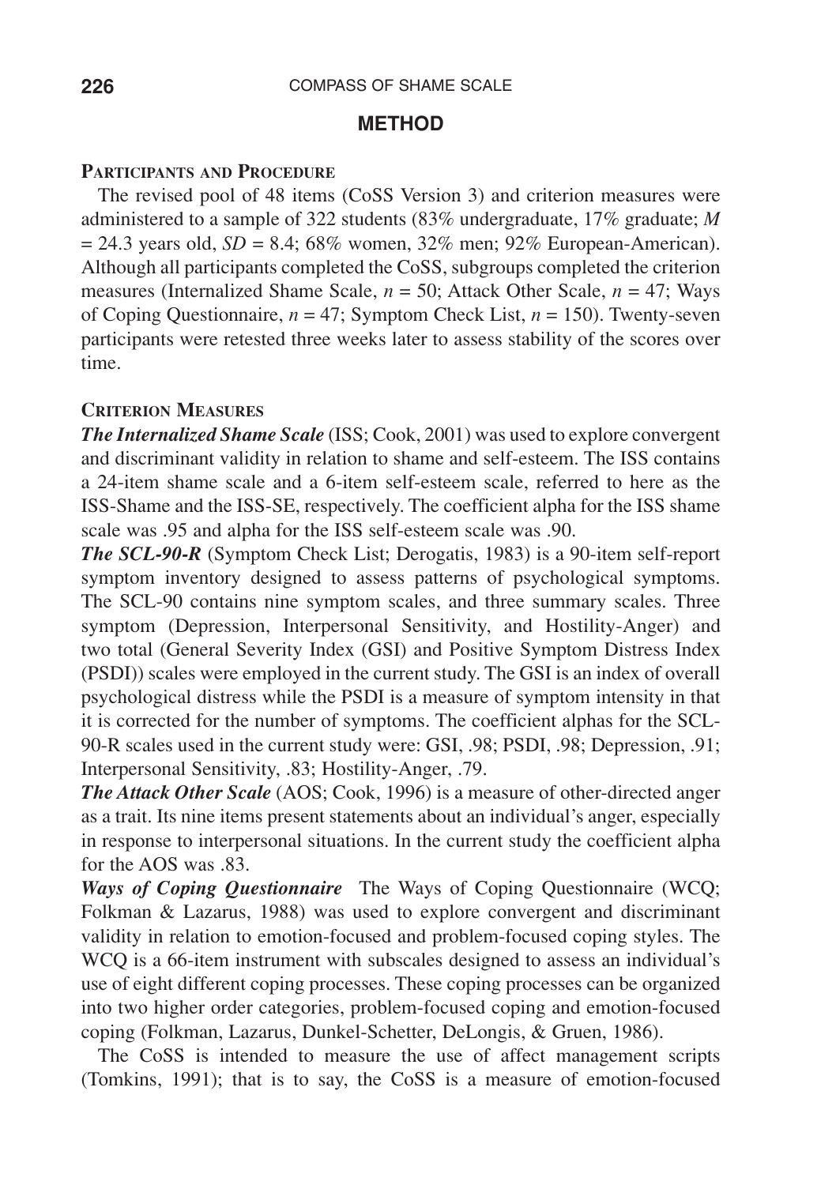## METHOD

### Participants and Procedure

The revised pool of 48 items (CoSS Version 3) and criterion measures were administered to a sample of 322 students (83% undergraduate, 17% graduate; $M = 24.3$ years old, $SD = 8.4$; 68% women, 32% men; 92% European-American). Although all participants completed the CoSS, subgroups completed the criterion measures (Internalized Shame Scale, $n = 50$; Attack Other Scale, $n = 47$; Ways of Coping Questionnaire, $n = 47$; Symptom Check List, $n = 150$). Twenty-seven participants were retested three weeks later to assess stability of the scores over time.

### Criterion Measures

***The Internalized Shame Scale*** (ISS; Cook, 2001) was used to explore convergent and discriminant validity in relation to shame and self-esteem. The ISS contains a 24-item shame scale and a 6-item self-esteem scale, referred to here as the ISS-Shame and the ISS-SE, respectively. The coefficient alpha for the ISS shame scale was .95 and alpha for the ISS self-esteem scale was .90.

***The SCL-90-R*** (Symptom Check List; Derogatis, 1983) is a 90-item self-report symptom inventory designed to assess patterns of psychological symptoms. The SCL-90 contains nine symptom scales, and three summary scales. Three symptom (Depression, Interpersonal Sensitivity, and Hostility-Anger) and two total (General Severity Index (GSI) and Positive Symptom Distress Index (PSDI)) scales were employed in the current study. The GSI is an index of overall psychological distress while the PSDI is a measure of symptom intensity in that it is corrected for the number of symptoms. The coefficient alphas for the SCL-90-R scales used in the current study were: GSI, .98; PSDI, .98; Depression, .91; Interpersonal Sensitivity, .83; Hostility-Anger, .79.

***The Attack Other Scale*** (AOS; Cook, 1996) is a measure of other-directed anger as a trait. Its nine items present statements about an individual's anger, especially in response to interpersonal situations. In the current study the coefficient alpha for the AOS was .83.

***Ways of Coping Questionnaire*** The Ways of Coping Questionnaire (WCQ; Folkman & Lazarus, 1988) was used to explore convergent and discriminant validity in relation to emotion-focused and problem-focused coping styles. The WCQ is a 66-item instrument with subscales designed to assess an individual's use of eight different coping processes. These coping processes can be organized into two higher order categories, problem-focused coping and emotion-focused coping (Folkman, Lazarus, Dunkel-Schetter, DeLongis, & Gruen, 1986).

The CoSS is intended to measure the use of affect management scripts (Tomkins, 1991); that is to say, the CoSS is a measure of emotion-focused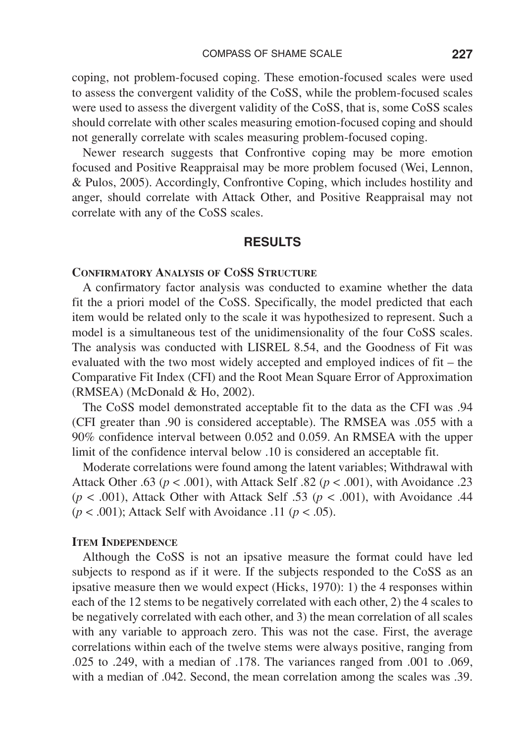coping, not problem-focused coping. These emotion-focused scales were used to assess the convergent validity of the CoSS, while the problem-focused scales were used to assess the divergent validity of the CoSS, that is, some CoSS scales should correlate with other scales measuring emotion-focused coping and should not generally correlate with scales measuring problem-focused coping.

Newer research suggests that Confrontive coping may be more emotion focused and Positive Reappraisal may be more problem focused (Wei, Lennon, & Pulos, 2005). Accordingly, Confrontive Coping, which includes hostility and anger, should correlate with Attack Other, and Positive Reappraisal may not correlate with any of the CoSS scales.

## RESULTS

### CONFIRMATORY ANALYSIS OF COSS STRUCTURE

A confirmatory factor analysis was conducted to examine whether the data fit the a priori model of the CoSS. Specifically, the model predicted that each item would be related only to the scale it was hypothesized to represent. Such a model is a simultaneous test of the unidimensionality of the four CoSS scales. The analysis was conducted with LISREL 8.54, and the Goodness of Fit was evaluated with the two most widely accepted and employed indices of fit – the Comparative Fit Index (CFI) and the Root Mean Square Error of Approximation (RMSEA) (McDonald & Ho, 2002).

The CoSS model demonstrated acceptable fit to the data as the CFI was .94 (CFI greater than .90 is considered acceptable). The RMSEA was .055 with a 90% confidence interval between 0.052 and 0.059. An RMSEA with the upper limit of the confidence interval below .10 is considered an acceptable fit.

Moderate correlations were found among the latent variables; Withdrawal with Attack Other .63 ($p < .001$), with Attack Self .82 ($p < .001$), with Avoidance .23 ($p < .001$), Attack Other with Attack Self .53 ($p < .001$), with Avoidance .44 ($p < .001$); Attack Self with Avoidance .11 ($p < .05$).

### ITEM INDEPENDENCE

Although the CoSS is not an ipsative measure the format could have led subjects to respond as if it were. If the subjects responded to the CoSS as an ipsative measure then we would expect (Hicks, 1970): 1) the 4 responses within each of the 12 stems to be negatively correlated with each other, 2) the 4 scales to be negatively correlated with each other, and 3) the mean correlation of all scales with any variable to approach zero. This was not the case. First, the average correlations within each of the twelve stems were always positive, ranging from .025 to .249, with a median of .178. The variances ranged from .001 to .069, with a median of .042. Second, the mean correlation among the scales was .39.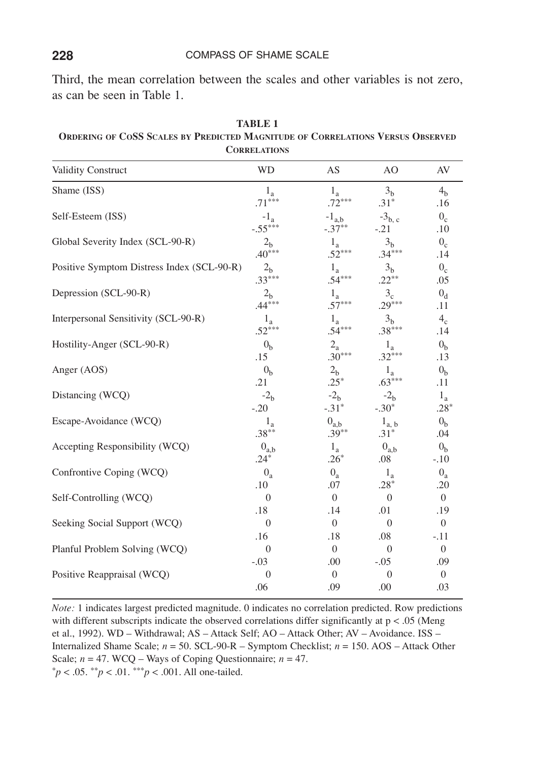Third, the mean correlation between the scales and other variables is not zero, as can be seen in Table 1.

**TABLE 1**
**Ordering of CoSS Scales by Predicted Magnitude of Correlations Versus Observed Correlations**

| Validity Construct | WD | AS | AO | AV |
|---|---|---|---|---|
| Shame (ISS) | $1_a$<br>$.71^{***}$ | $1_a$<br>$.72^{***}$ | $3_b$<br>$.31^{*}$ | $4_b$<br>$.16$ |
| Self-Esteem (ISS) | $-1_a$<br>$-.55^{***}$ | $-1_{a,b}$<br>$-.37^{**}$ | $-3_{b,c}$<br>$-.21$ | $0_c$<br>$.10$ |
| Global Severity Index (SCL-90-R) | $2_b$<br>$.40^{***}$ | $1_a$<br>$.52^{***}$ | $3_b$<br>$.34^{***}$ | $0_c$<br>$.14$ |
| Positive Symptom Distress Index (SCL-90-R) | $2_b$<br>$.33^{***}$ | $1_a$<br>$.54^{***}$ | $3_b$<br>$.22^{**}$ | $0_c$<br>$.05$ |
| Depression (SCL-90-R) | $2_b$<br>$.44^{***}$ | $1_a$<br>$.57^{***}$ | $3_c$<br>$.29^{***}$ | $0_d$<br>$.11$ |
| Interpersonal Sensitivity (SCL-90-R) | $1_a$<br>$.52^{***}$ | $1_a$<br>$.54^{***}$ | $3_b$<br>$.38^{***}$ | $4_c$<br>$.14$ |
| Hostility-Anger (SCL-90-R) | $0_b$<br>$.15$ | $2_a$<br>$.30^{***}$ | $1_a$<br>$.32^{***}$ | $0_b$<br>$.13$ |
| Anger (AOS) | $0_b$<br>$.21$ | $2_b$<br>$.25^{*}$ | $1_a$<br>$.63^{***}$ | $0_b$<br>$.11$ |
| Distancing (WCQ) | $-2_b$<br>$-.20$ | $-2_b$<br>$-.31^{*}$ | $-2_b$<br>$-.30^{*}$ | $1_a$<br>$.28^{*}$ |
| Escape-Avoidance (WCQ) | $1_a$<br>$.38^{**}$ | $0_{a,b}$<br>$.39^{**}$ | $1_{a,b}$<br>$.31^{*}$ | $0_b$<br>$.04$ |
| Accepting Responsibility (WCQ) | $0_{a,b}$<br>$.24^{*}$ | $1_a$<br>$.26^{*}$ | $0_{a,b}$<br>$.08$ | $0_b$<br>$-.10$ |
| Confrontive Coping (WCQ) | $0_a$<br>$.10$ | $0_a$<br>$.07$ | $1_a$<br>$.28^{*}$ | $0_a$<br>$.20$ |
| Self-Controlling (WCQ) | 0<br>.18 | 0<br>.14 | 0<br>.01 | 0<br>.19 |
| Seeking Social Support (WCQ) | 0<br>.16 | 0<br>.18 | 0<br>.08 | 0<br>-.11 |
| Planful Problem Solving (WCQ) | 0<br>-.03 | 0<br>.00 | 0<br>-.05 | 0<br>.09 |
| Positive Reappraisal (WCQ) | 0<br>.06 | 0<br>.09 | 0<br>.00 | 0<br>.03 |

*Note:* 1 indicates largest predicted magnitude. 0 indicates no correlation predicted. Row predictions with different subscripts indicate the observed correlations differ significantly at $p < .05$ (Meng et al., 1992). WD – Withdrawal; AS – Attack Self; AO – Attack Other; AV – Avoidance. ISS – Internalized Shame Scale; $n = 50$. SCL-90-R – Symptom Checklist; $n = 150$. AOS – Attack Other Scale; $n = 47$. WCQ – Ways of Coping Questionnaire; $n = 47$.
$^{*}p < .05$. $^{**}p < .01$. $^{***}p < .001$. All one-tailed.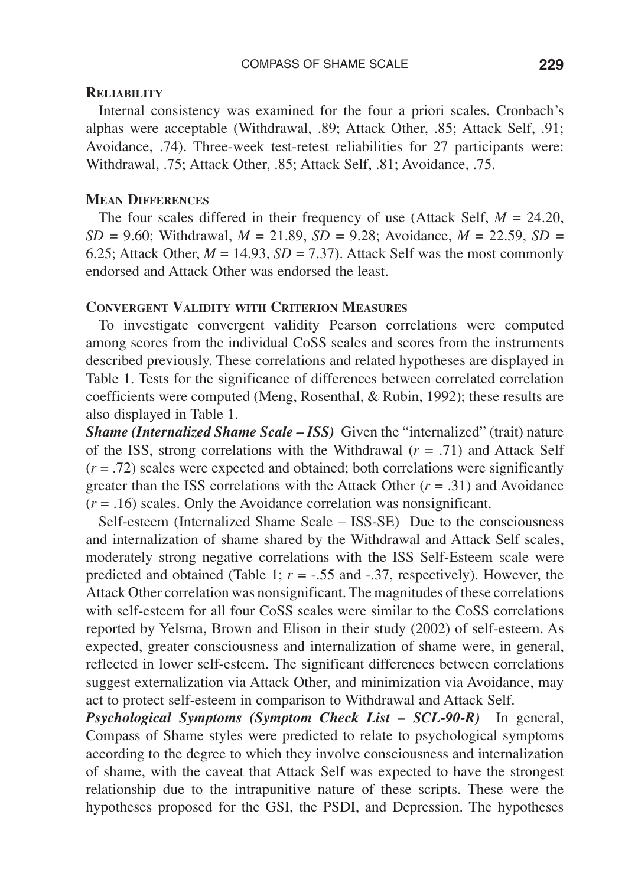### Reliability

Internal consistency was examined for the four a priori scales. Cronbach's alphas were acceptable (Withdrawal, .89; Attack Other, .85; Attack Self, .91; Avoidance, .74). Three-week test-retest reliabilities for 27 participants were: Withdrawal, .75; Attack Other, .85; Attack Self, .81; Avoidance, .75.

### Mean Differences

The four scales differed in their frequency of use (Attack Self, $M$ = 24.20, $SD$ = 9.60; Withdrawal, $M$ = 21.89, $SD$ = 9.28; Avoidance, $M$ = 22.59, $SD$ = 6.25; Attack Other, $M$ = 14.93, $SD$ = 7.37). Attack Self was the most commonly endorsed and Attack Other was endorsed the least.

### Convergent Validity with Criterion Measures

To investigate convergent validity Pearson correlations were computed among scores from the individual CoSS scales and scores from the instruments described previously. These correlations and related hypotheses are displayed in Table 1. Tests for the significance of differences between correlated correlation coefficients were computed (Meng, Rosenthal, & Rubin, 1992); these results are also displayed in Table 1.

***Shame (Internalized Shame Scale – ISS)*** Given the "internalized" (trait) nature of the ISS, strong correlations with the Withdrawal ($r$ = .71) and Attack Self ($r$ = .72) scales were expected and obtained; both correlations were significantly greater than the ISS correlations with the Attack Other ($r$ = .31) and Avoidance ($r$ = .16) scales. Only the Avoidance correlation was nonsignificant.

Self-esteem (Internalized Shame Scale – ISS-SE) Due to the consciousness and internalization of shame shared by the Withdrawal and Attack Self scales, moderately strong negative correlations with the ISS Self-Esteem scale were predicted and obtained (Table 1; $r$ = -.55 and -.37, respectively). However, the Attack Other correlation was nonsignificant. The magnitudes of these correlations with self-esteem for all four CoSS scales were similar to the CoSS correlations reported by Yelsma, Brown and Elison in their study (2002) of self-esteem. As expected, greater consciousness and internalization of shame were, in general, reflected in lower self-esteem. The significant differences between correlations suggest externalization via Attack Other, and minimization via Avoidance, may act to protect self-esteem in comparison to Withdrawal and Attack Self.

***Psychological Symptoms (Symptom Check List – SCL-90-R)*** In general, Compass of Shame styles were predicted to relate to psychological symptoms according to the degree to which they involve consciousness and internalization of shame, with the caveat that Attack Self was expected to have the strongest relationship due to the intrapunitive nature of these scripts. These were the hypotheses proposed for the GSI, the PSDI, and Depression. The hypotheses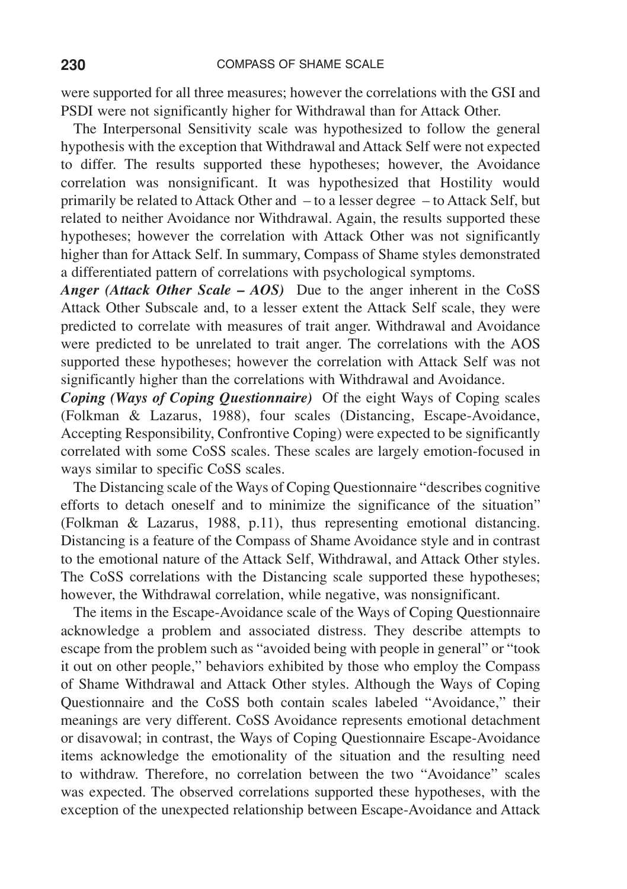were supported for all three measures; however the correlations with the GSI and PSDI were not significantly higher for Withdrawal than for Attack Other.

The Interpersonal Sensitivity scale was hypothesized to follow the general hypothesis with the exception that Withdrawal and Attack Self were not expected to differ. The results supported these hypotheses; however, the Avoidance correlation was nonsignificant. It was hypothesized that Hostility would primarily be related to Attack Other and – to a lesser degree – to Attack Self, but related to neither Avoidance nor Withdrawal. Again, the results supported these hypotheses; however the correlation with Attack Other was not significantly higher than for Attack Self. In summary, Compass of Shame styles demonstrated a differentiated pattern of correlations with psychological symptoms.

***Anger (Attack Other Scale – AOS)*** Due to the anger inherent in the CoSS Attack Other Subscale and, to a lesser extent the Attack Self scale, they were predicted to correlate with measures of trait anger. Withdrawal and Avoidance were predicted to be unrelated to trait anger. The correlations with the AOS supported these hypotheses; however the correlation with Attack Self was not significantly higher than the correlations with Withdrawal and Avoidance.

***Coping (Ways of Coping Questionnaire)*** Of the eight Ways of Coping scales (Folkman & Lazarus, 1988), four scales (Distancing, Escape-Avoidance, Accepting Responsibility, Confrontive Coping) were expected to be significantly correlated with some CoSS scales. These scales are largely emotion-focused in ways similar to specific CoSS scales.

The Distancing scale of the Ways of Coping Questionnaire "describes cognitive efforts to detach oneself and to minimize the significance of the situation" (Folkman & Lazarus, 1988, p.11), thus representing emotional distancing. Distancing is a feature of the Compass of Shame Avoidance style and in contrast to the emotional nature of the Attack Self, Withdrawal, and Attack Other styles. The CoSS correlations with the Distancing scale supported these hypotheses; however, the Withdrawal correlation, while negative, was nonsignificant.

The items in the Escape-Avoidance scale of the Ways of Coping Questionnaire acknowledge a problem and associated distress. They describe attempts to escape from the problem such as "avoided being with people in general" or "took it out on other people," behaviors exhibited by those who employ the Compass of Shame Withdrawal and Attack Other styles. Although the Ways of Coping Questionnaire and the CoSS both contain scales labeled "Avoidance," their meanings are very different. CoSS Avoidance represents emotional detachment or disavowal; in contrast, the Ways of Coping Questionnaire Escape-Avoidance items acknowledge the emotionality of the situation and the resulting need to withdraw. Therefore, no correlation between the two "Avoidance" scales was expected. The observed correlations supported these hypotheses, with the exception of the unexpected relationship between Escape-Avoidance and Attack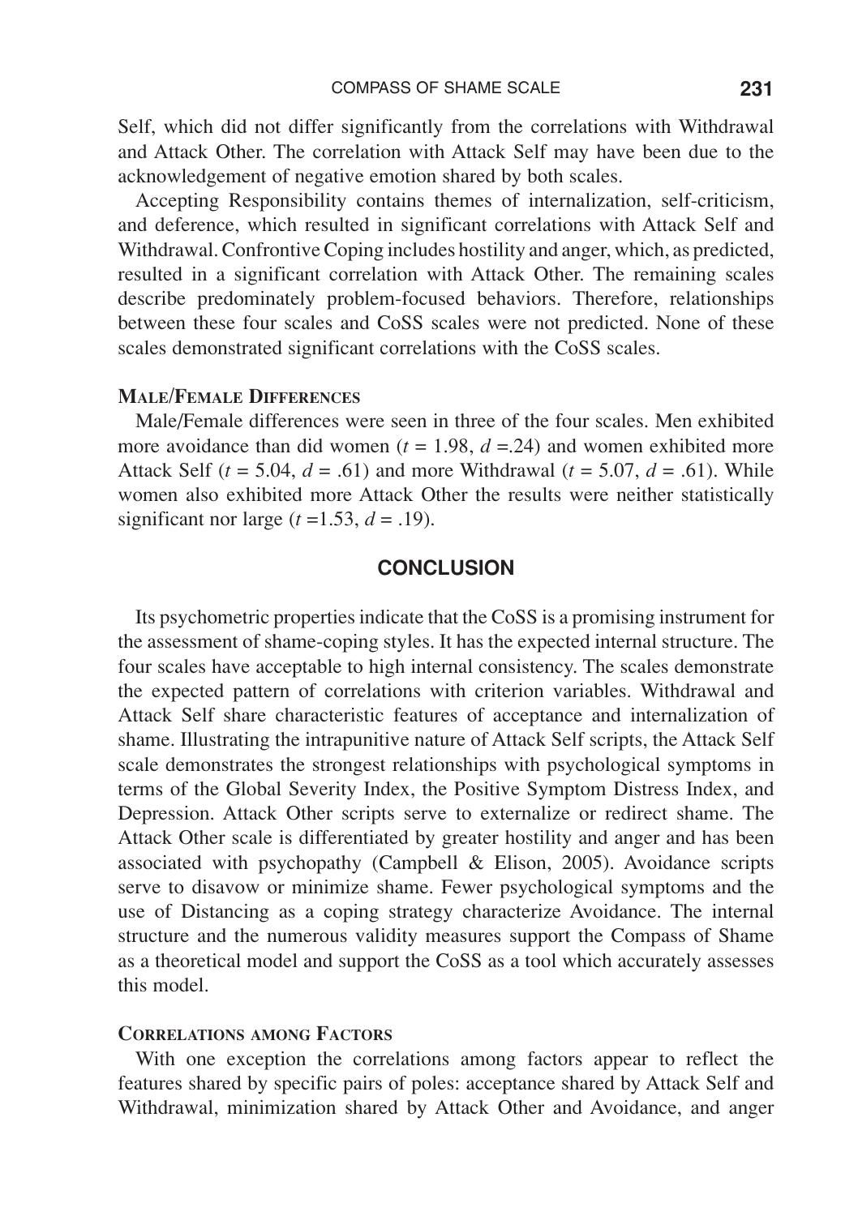Self, which did not differ significantly from the correlations with Withdrawal and Attack Other. The correlation with Attack Self may have been due to the acknowledgement of negative emotion shared by both scales.

Accepting Responsibility contains themes of internalization, self-criticism, and deference, which resulted in significant correlations with Attack Self and Withdrawal. Confrontive Coping includes hostility and anger, which, as predicted, resulted in a significant correlation with Attack Other. The remaining scales describe predominately problem-focused behaviors. Therefore, relationships between these four scales and CoSS scales were not predicted. None of these scales demonstrated significant correlations with the CoSS scales.

### Male/Female Differences

Male/Female differences were seen in three of the four scales. Men exhibited more avoidance than did women ($t = 1.98$, $d = .24$) and women exhibited more Attack Self ($t = 5.04$, $d = .61$) and more Withdrawal ($t = 5.07$, $d = .61$). While women also exhibited more Attack Other the results were neither statistically significant nor large ($t = 1.53$, $d = .19$).

## CONCLUSION

Its psychometric properties indicate that the CoSS is a promising instrument for the assessment of shame-coping styles. It has the expected internal structure. The four scales have acceptable to high internal consistency. The scales demonstrate the expected pattern of correlations with criterion variables. Withdrawal and Attack Self share characteristic features of acceptance and internalization of shame. Illustrating the intrapunitive nature of Attack Self scripts, the Attack Self scale demonstrates the strongest relationships with psychological symptoms in terms of the Global Severity Index, the Positive Symptom Distress Index, and Depression. Attack Other scripts serve to externalize or redirect shame. The Attack Other scale is differentiated by greater hostility and anger and has been associated with psychopathy (Campbell & Elison, 2005). Avoidance scripts serve to disavow or minimize shame. Fewer psychological symptoms and the use of Distancing as a coping strategy characterize Avoidance. The internal structure and the numerous validity measures support the Compass of Shame as a theoretical model and support the CoSS as a tool which accurately assesses this model.

### Correlations among Factors

With one exception the correlations among factors appear to reflect the features shared by specific pairs of poles: acceptance shared by Attack Self and Withdrawal, minimization shared by Attack Other and Avoidance, and anger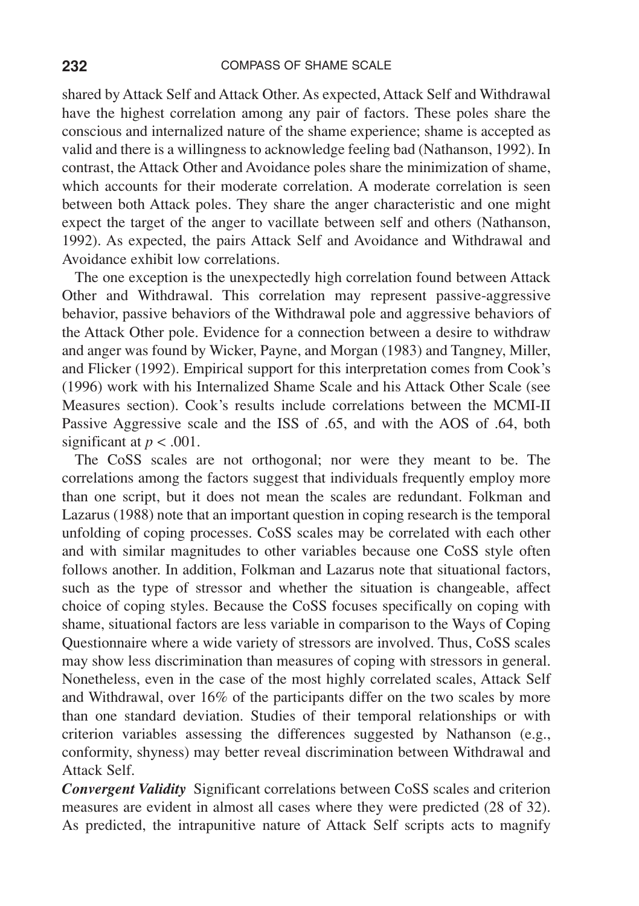shared by Attack Self and Attack Other. As expected, Attack Self and Withdrawal have the highest correlation among any pair of factors. These poles share the conscious and internalized nature of the shame experience; shame is accepted as valid and there is a willingness to acknowledge feeling bad (Nathanson, 1992). In contrast, the Attack Other and Avoidance poles share the minimization of shame, which accounts for their moderate correlation. A moderate correlation is seen between both Attack poles. They share the anger characteristic and one might expect the target of the anger to vacillate between self and others (Nathanson, 1992). As expected, the pairs Attack Self and Avoidance and Withdrawal and Avoidance exhibit low correlations.

The one exception is the unexpectedly high correlation found between Attack Other and Withdrawal. This correlation may represent passive-aggressive behavior, passive behaviors of the Withdrawal pole and aggressive behaviors of the Attack Other pole. Evidence for a connection between a desire to withdraw and anger was found by Wicker, Payne, and Morgan (1983) and Tangney, Miller, and Flicker (1992). Empirical support for this interpretation comes from Cook's (1996) work with his Internalized Shame Scale and his Attack Other Scale (see Measures section). Cook's results include correlations between the MCMI-II Passive Aggressive scale and the ISS of .65, and with the AOS of .64, both significant at $p < .001$.

The CoSS scales are not orthogonal; nor were they meant to be. The correlations among the factors suggest that individuals frequently employ more than one script, but it does not mean the scales are redundant. Folkman and Lazarus (1988) note that an important question in coping research is the temporal unfolding of coping processes. CoSS scales may be correlated with each other and with similar magnitudes to other variables because one CoSS style often follows another. In addition, Folkman and Lazarus note that situational factors, such as the type of stressor and whether the situation is changeable, affect choice of coping styles. Because the CoSS focuses specifically on coping with shame, situational factors are less variable in comparison to the Ways of Coping Questionnaire where a wide variety of stressors are involved. Thus, CoSS scales may show less discrimination than measures of coping with stressors in general. Nonetheless, even in the case of the most highly correlated scales, Attack Self and Withdrawal, over 16% of the participants differ on the two scales by more than one standard deviation. Studies of their temporal relationships or with criterion variables assessing the differences suggested by Nathanson (e.g., conformity, shyness) may better reveal discrimination between Withdrawal and Attack Self.

***Convergent Validity*** Significant correlations between CoSS scales and criterion measures are evident in almost all cases where they were predicted (28 of 32). As predicted, the intrapunitive nature of Attack Self scripts acts to magnify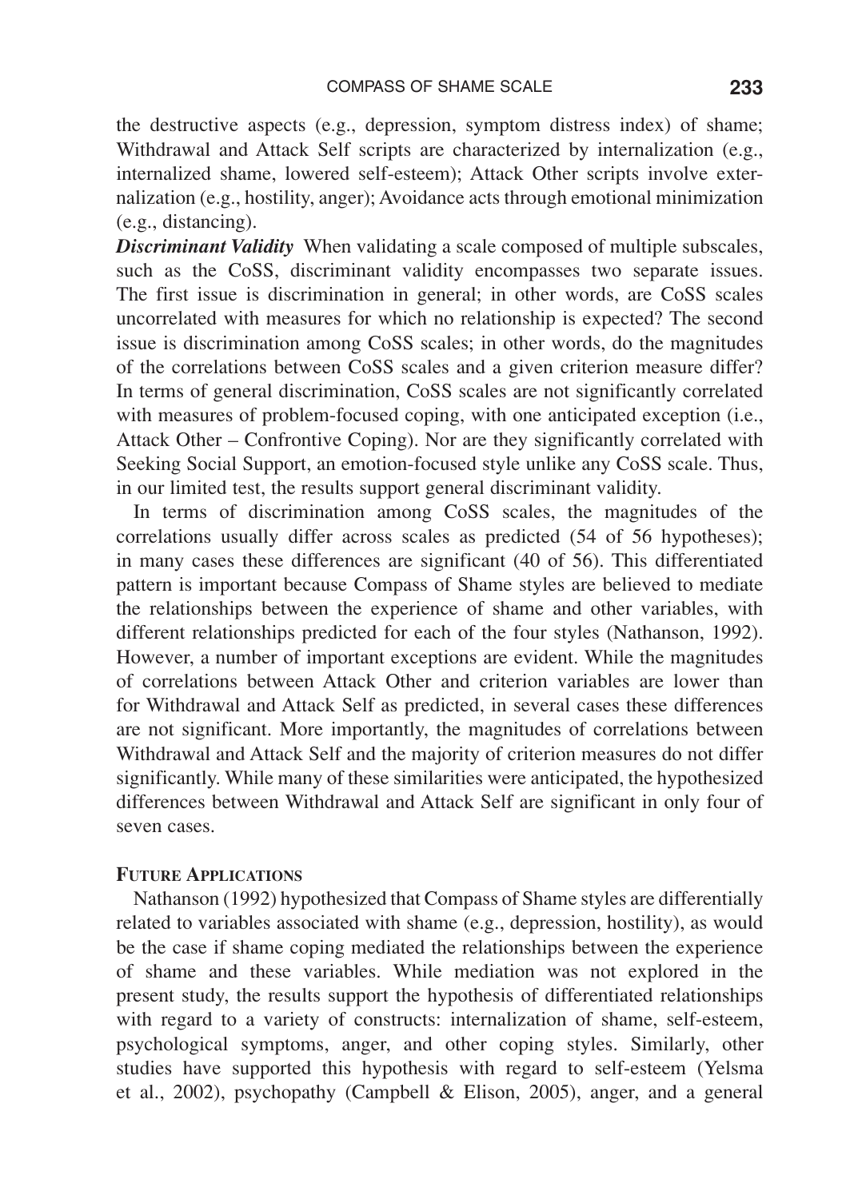the destructive aspects (e.g., depression, symptom distress index) of shame; Withdrawal and Attack Self scripts are characterized by internalization (e.g., internalized shame, lowered self-esteem); Attack Other scripts involve externalization (e.g., hostility, anger); Avoidance acts through emotional minimization (e.g., distancing).

***Discriminant Validity*** When validating a scale composed of multiple subscales, such as the CoSS, discriminant validity encompasses two separate issues. The first issue is discrimination in general; in other words, are CoSS scales uncorrelated with measures for which no relationship is expected? The second issue is discrimination among CoSS scales; in other words, do the magnitudes of the correlations between CoSS scales and a given criterion measure differ? In terms of general discrimination, CoSS scales are not significantly correlated with measures of problem-focused coping, with one anticipated exception (i.e., Attack Other – Confrontive Coping). Nor are they significantly correlated with Seeking Social Support, an emotion-focused style unlike any CoSS scale. Thus, in our limited test, the results support general discriminant validity.

In terms of discrimination among CoSS scales, the magnitudes of the correlations usually differ across scales as predicted (54 of 56 hypotheses); in many cases these differences are significant (40 of 56). This differentiated pattern is important because Compass of Shame styles are believed to mediate the relationships between the experience of shame and other variables, with different relationships predicted for each of the four styles (Nathanson, 1992). However, a number of important exceptions are evident. While the magnitudes of correlations between Attack Other and criterion variables are lower than for Withdrawal and Attack Self as predicted, in several cases these differences are not significant. More importantly, the magnitudes of correlations between Withdrawal and Attack Self and the majority of criterion measures do not differ significantly. While many of these similarities were anticipated, the hypothesized differences between Withdrawal and Attack Self are significant in only four of seven cases.

### FUTURE APPLICATIONS

Nathanson (1992) hypothesized that Compass of Shame styles are differentially related to variables associated with shame (e.g., depression, hostility), as would be the case if shame coping mediated the relationships between the experience of shame and these variables. While mediation was not explored in the present study, the results support the hypothesis of differentiated relationships with regard to a variety of constructs: internalization of shame, self-esteem, psychological symptoms, anger, and other coping styles. Similarly, other studies have supported this hypothesis with regard to self-esteem (Yelsma et al., 2002), psychopathy (Campbell & Elison, 2005), anger, and a general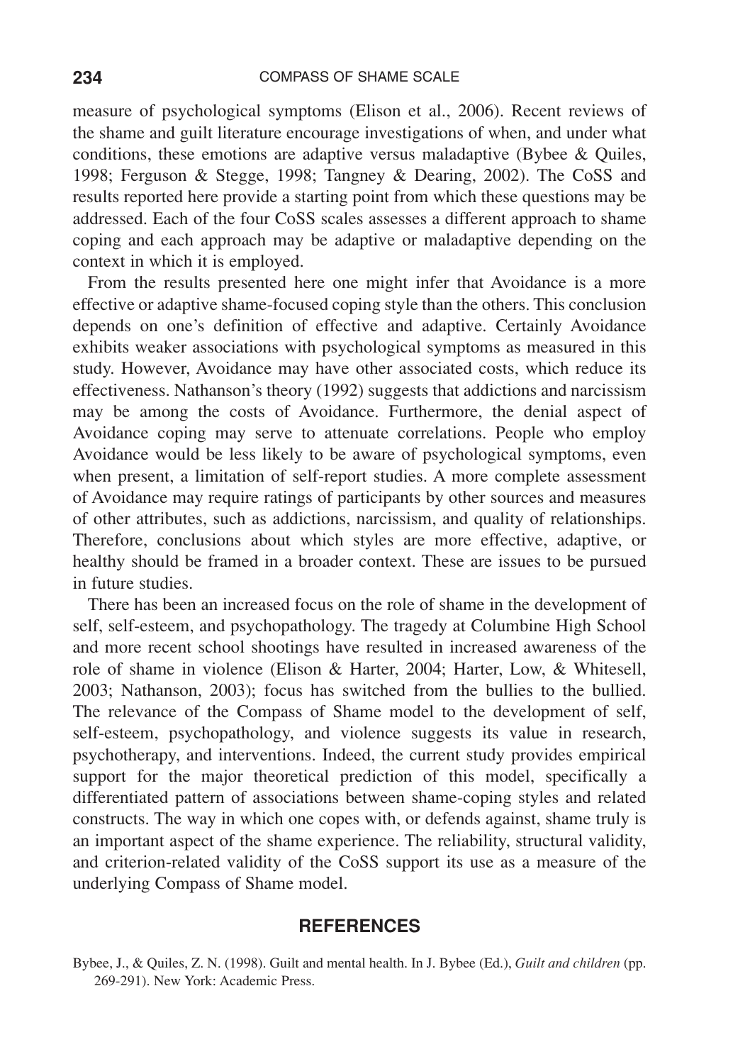measure of psychological symptoms (Elison et al., 2006). Recent reviews of the shame and guilt literature encourage investigations of when, and under what conditions, these emotions are adaptive versus maladaptive (Bybee & Quiles, 1998; Ferguson & Stegge, 1998; Tangney & Dearing, 2002). The CoSS and results reported here provide a starting point from which these questions may be addressed. Each of the four CoSS scales assesses a different approach to shame coping and each approach may be adaptive or maladaptive depending on the context in which it is employed.

From the results presented here one might infer that Avoidance is a more effective or adaptive shame-focused coping style than the others. This conclusion depends on one's definition of effective and adaptive. Certainly Avoidance exhibits weaker associations with psychological symptoms as measured in this study. However, Avoidance may have other associated costs, which reduce its effectiveness. Nathanson's theory (1992) suggests that addictions and narcissism may be among the costs of Avoidance. Furthermore, the denial aspect of Avoidance coping may serve to attenuate correlations. People who employ Avoidance would be less likely to be aware of psychological symptoms, even when present, a limitation of self-report studies. A more complete assessment of Avoidance may require ratings of participants by other sources and measures of other attributes, such as addictions, narcissism, and quality of relationships. Therefore, conclusions about which styles are more effective, adaptive, or healthy should be framed in a broader context. These are issues to be pursued in future studies.

There has been an increased focus on the role of shame in the development of self, self-esteem, and psychopathology. The tragedy at Columbine High School and more recent school shootings have resulted in increased awareness of the role of shame in violence (Elison & Harter, 2004; Harter, Low, & Whitesell, 2003; Nathanson, 2003); focus has switched from the bullies to the bullied. The relevance of the Compass of Shame model to the development of self, self-esteem, psychopathology, and violence suggests its value in research, psychotherapy, and interventions. Indeed, the current study provides empirical support for the major theoretical prediction of this model, specifically a differentiated pattern of associations between shame-coping styles and related constructs. The way in which one copes with, or defends against, shame truly is an important aspect of the shame experience. The reliability, structural validity, and criterion-related validity of the CoSS support its use as a measure of the underlying Compass of Shame model.

## REFERENCES

Bybee, J., & Quiles, Z. N. (1998). Guilt and mental health. In J. Bybee (Ed.), *Guilt and children* (pp. 269-291). New York: Academic Press.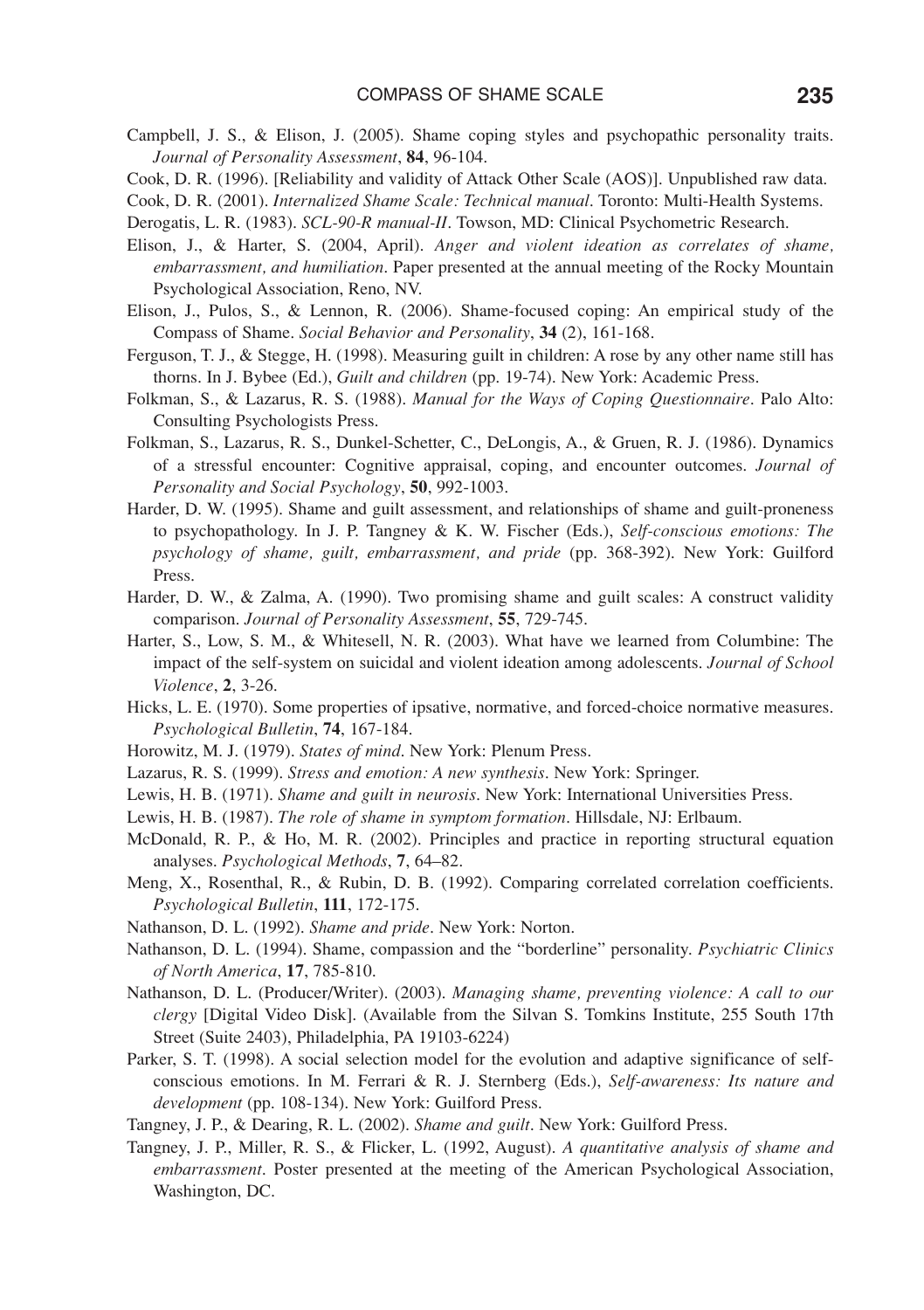Campbell, J. S., & Elison, J. (2005). Shame coping styles and psychopathic personality traits. *Journal of Personality Assessment*, **84**, 96-104.

Cook, D. R. (1996). [Reliability and validity of Attack Other Scale (AOS)]. Unpublished raw data.

Cook, D. R. (2001). *Internalized Shame Scale: Technical manual*. Toronto: Multi-Health Systems.

Derogatis, L. R. (1983). *SCL-90-R manual-II*. Towson, MD: Clinical Psychometric Research.

Elison, J., & Harter, S. (2004, April). *Anger and violent ideation as correlates of shame, embarrassment, and humiliation*. Paper presented at the annual meeting of the Rocky Mountain Psychological Association, Reno, NV.

Elison, J., Pulos, S., & Lennon, R. (2006). Shame-focused coping: An empirical study of the Compass of Shame. *Social Behavior and Personality*, **34** (2), 161-168.

Ferguson, T. J., & Stegge, H. (1998). Measuring guilt in children: A rose by any other name still has thorns. In J. Bybee (Ed.), *Guilt and children* (pp. 19-74). New York: Academic Press.

Folkman, S., & Lazarus, R. S. (1988). *Manual for the Ways of Coping Questionnaire*. Palo Alto: Consulting Psychologists Press.

Folkman, S., Lazarus, R. S., Dunkel-Schetter, C., DeLongis, A., & Gruen, R. J. (1986). Dynamics of a stressful encounter: Cognitive appraisal, coping, and encounter outcomes. *Journal of Personality and Social Psychology*, **50**, 992-1003.

Harder, D. W. (1995). Shame and guilt assessment, and relationships of shame and guilt-proneness to psychopathology. In J. P. Tangney & K. W. Fischer (Eds.), *Self-conscious emotions: The psychology of shame, guilt, embarrassment, and pride* (pp. 368-392). New York: Guilford Press.

Harder, D. W., & Zalma, A. (1990). Two promising shame and guilt scales: A construct validity comparison. *Journal of Personality Assessment*, **55**, 729-745.

Harter, S., Low, S. M., & Whitesell, N. R. (2003). What have we learned from Columbine: The impact of the self-system on suicidal and violent ideation among adolescents. *Journal of School Violence*, **2**, 3-26.

Hicks, L. E. (1970). Some properties of ipsative, normative, and forced-choice normative measures. *Psychological Bulletin*, **74**, 167-184.

Horowitz, M. J. (1979). *States of mind*. New York: Plenum Press.

Lazarus, R. S. (1999). *Stress and emotion: A new synthesis*. New York: Springer.

Lewis, H. B. (1971). *Shame and guilt in neurosis*. New York: International Universities Press.

Lewis, H. B. (1987). *The role of shame in symptom formation*. Hillsdale, NJ: Erlbaum.

McDonald, R. P., & Ho, M. R. (2002). Principles and practice in reporting structural equation analyses. *Psychological Methods*, **7**, 64–82.

Meng, X., Rosenthal, R., & Rubin, D. B. (1992). Comparing correlated correlation coefficients. *Psychological Bulletin*, **111**, 172-175.

Nathanson, D. L. (1992). *Shame and pride*. New York: Norton.

Nathanson, D. L. (1994). Shame, compassion and the "borderline" personality. *Psychiatric Clinics of North America*, **17**, 785-810.

Nathanson, D. L. (Producer/Writer). (2003). *Managing shame, preventing violence: A call to our clergy* [Digital Video Disk]. (Available from the Silvan S. Tomkins Institute, 255 South 17th Street (Suite 2403), Philadelphia, PA 19103-6224)

Parker, S. T. (1998). A social selection model for the evolution and adaptive significance of self-conscious emotions. In M. Ferrari & R. J. Sternberg (Eds.), *Self-awareness: Its nature and development* (pp. 108-134). New York: Guilford Press.

Tangney, J. P., & Dearing, R. L. (2002). *Shame and guilt*. New York: Guilford Press.

Tangney, J. P., Miller, R. S., & Flicker, L. (1992, August). *A quantitative analysis of shame and embarrassment*. Poster presented at the meeting of the American Psychological Association, Washington, DC.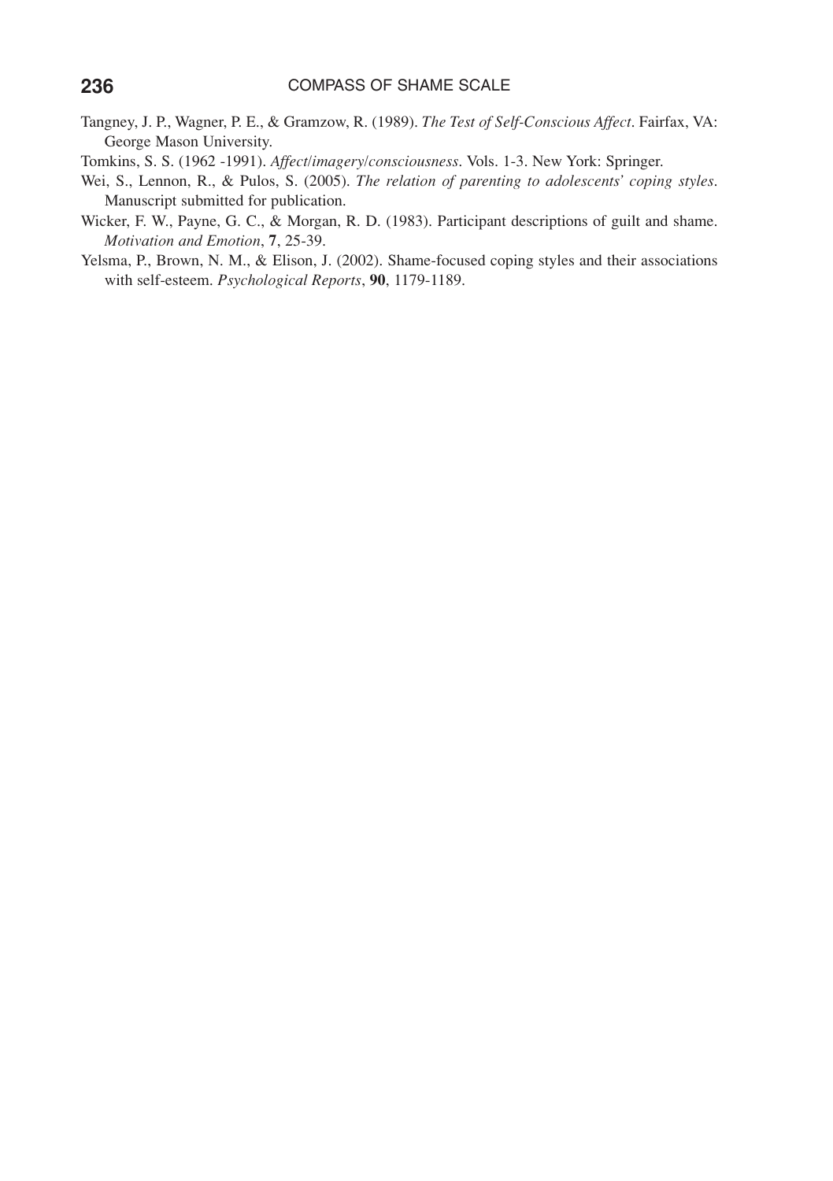Tangney, J. P., Wagner, P. E., & Gramzow, R. (1989). *The Test of Self-Conscious Affect*. Fairfax, VA: George Mason University.

Tomkins, S. S. (1962 -1991). *Affect/imagery/consciousness*. Vols. 1-3. New York: Springer.

Wei, S., Lennon, R., & Pulos, S. (2005). *The relation of parenting to adolescents' coping styles*. Manuscript submitted for publication.

Wicker, F. W., Payne, G. C., & Morgan, R. D. (1983). Participant descriptions of guilt and shame. *Motivation and Emotion*, **7**, 25-39.

Yelsma, P., Brown, N. M., & Elison, J. (2002). Shame-focused coping styles and their associations with self-esteem. *Psychological Reports*, **90**, 1179-1189.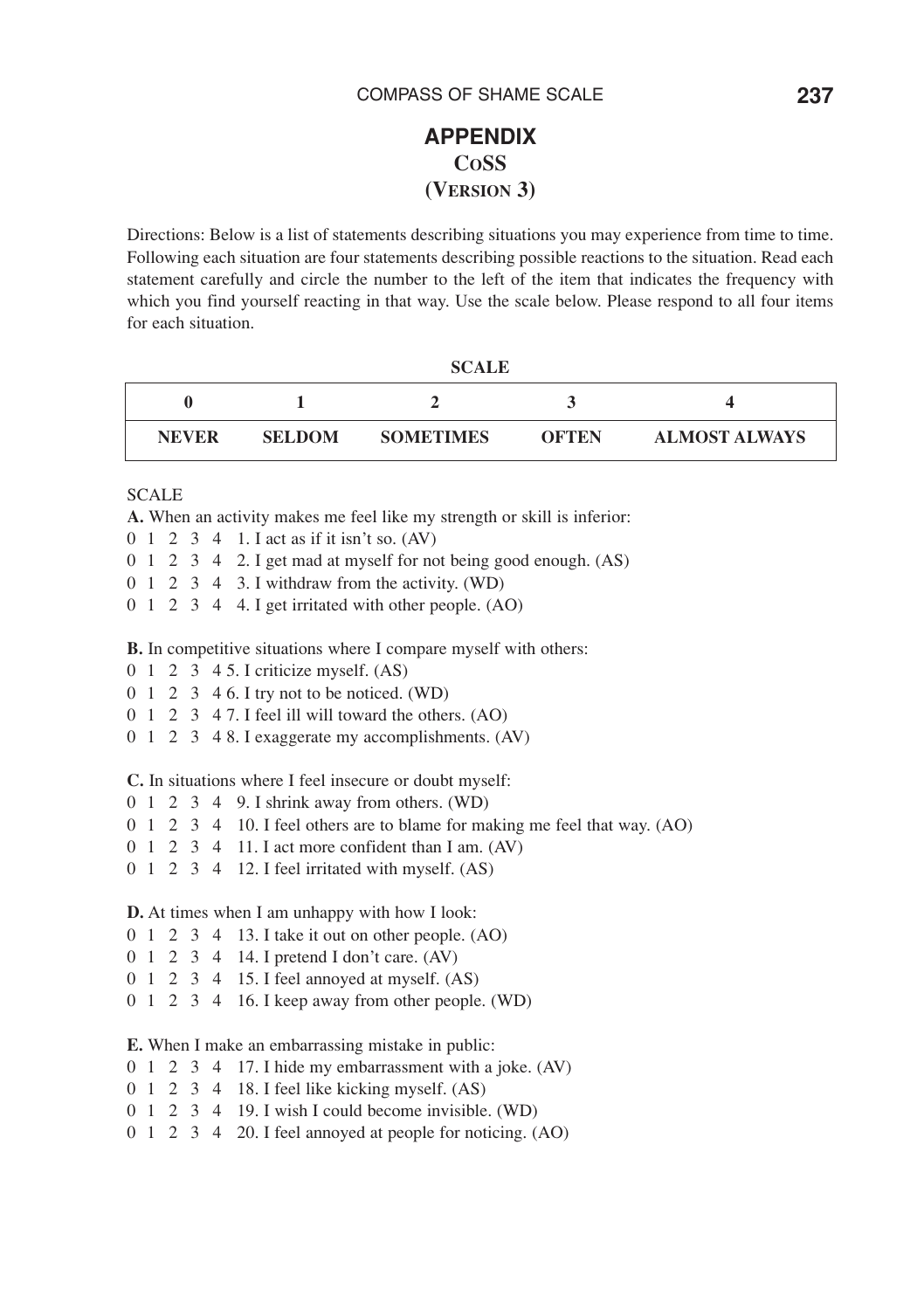# APPENDIX

## CoSS

## (Version 3)

Directions: Below is a list of statements describing situations you may experience from time to time. Following each situation are four statements describing possible reactions to the situation. Read each statement carefully and circle the number to the left of the item that indicates the frequency with which you find yourself reacting in that way. Use the scale below. Please respond to all four items for each situation.

**SCALE**

| 0 | 1 | 2 | 3 | 4 |
|---|---|---|---|---|
| **NEVER** | **SELDOM** | **SOMETIMES** | **OFTEN** | **ALMOST ALWAYS** |

SCALE

**A.** When an activity makes me feel like my strength or skill is inferior:

0 1 2 3 4 1. I act as if it isn't so. (AV)
0 1 2 3 4 2. I get mad at myself for not being good enough. (AS)
0 1 2 3 4 3. I withdraw from the activity. (WD)
0 1 2 3 4 4. I get irritated with other people. (AO)

**B.** In competitive situations where I compare myself with others:

0 1 2 3 4 5. I criticize myself. (AS)
0 1 2 3 4 6. I try not to be noticed. (WD)
0 1 2 3 4 7. I feel ill will toward the others. (AO)
0 1 2 3 4 8. I exaggerate my accomplishments. (AV)

**C.** In situations where I feel insecure or doubt myself:

0 1 2 3 4 9. I shrink away from others. (WD)
0 1 2 3 4 10. I feel others are to blame for making me feel that way. (AO)
0 1 2 3 4 11. I act more confident than I am. (AV)
0 1 2 3 4 12. I feel irritated with myself. (AS)

**D.** At times when I am unhappy with how I look:

0 1 2 3 4 13. I take it out on other people. (AO)
0 1 2 3 4 14. I pretend I don't care. (AV)
0 1 2 3 4 15. I feel annoyed at myself. (AS)
0 1 2 3 4 16. I keep away from other people. (WD)

**E.** When I make an embarrassing mistake in public:

0 1 2 3 4 17. I hide my embarrassment with a joke. (AV)
0 1 2 3 4 18. I feel like kicking myself. (AS)
0 1 2 3 4 19. I wish I could become invisible. (WD)
0 1 2 3 4 20. I feel annoyed at people for noticing. (AO)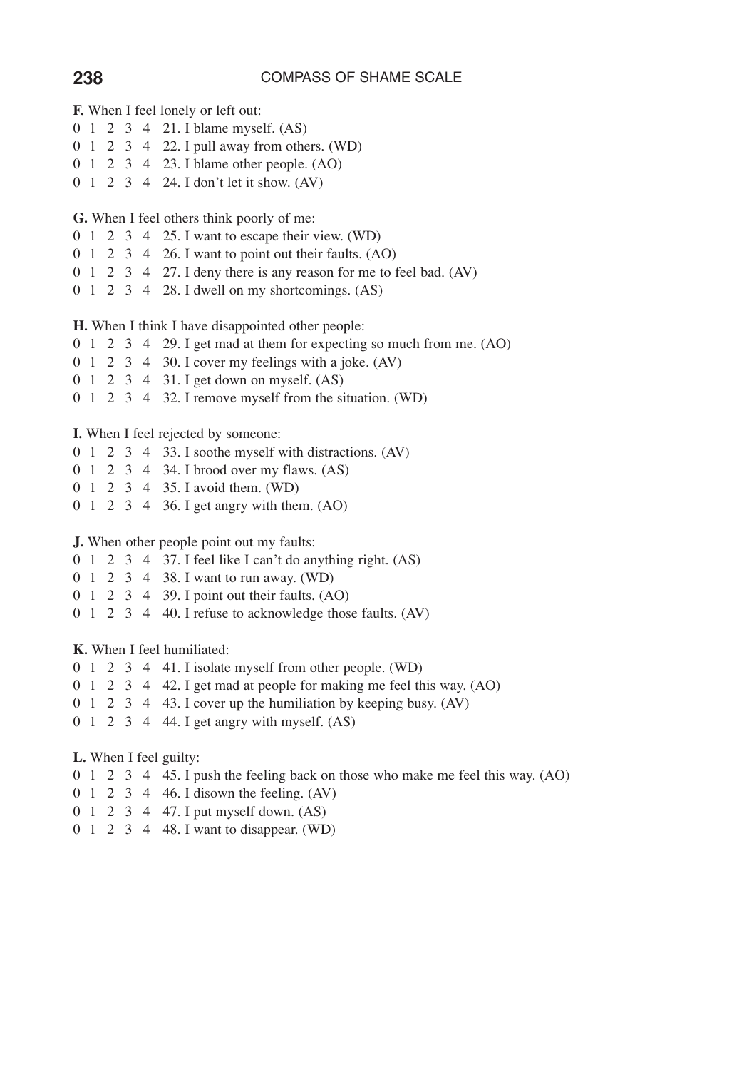**F.** When I feel lonely or left out:

0 1 2 3 4 21. I blame myself. (AS)
0 1 2 3 4 22. I pull away from others. (WD)
0 1 2 3 4 23. I blame other people. (AO)
0 1 2 3 4 24. I don't let it show. (AV)

**G.** When I feel others think poorly of me:

0 1 2 3 4 25. I want to escape their view. (WD)
0 1 2 3 4 26. I want to point out their faults. (AO)
0 1 2 3 4 27. I deny there is any reason for me to feel bad. (AV)
0 1 2 3 4 28. I dwell on my shortcomings. (AS)

**H.** When I think I have disappointed other people:

0 1 2 3 4 29. I get mad at them for expecting so much from me. (AO)
0 1 2 3 4 30. I cover my feelings with a joke. (AV)
0 1 2 3 4 31. I get down on myself. (AS)
0 1 2 3 4 32. I remove myself from the situation. (WD)

**I.** When I feel rejected by someone:

0 1 2 3 4 33. I soothe myself with distractions. (AV)
0 1 2 3 4 34. I brood over my flaws. (AS)
0 1 2 3 4 35. I avoid them. (WD)
0 1 2 3 4 36. I get angry with them. (AO)

**J.** When other people point out my faults:

0 1 2 3 4 37. I feel like I can't do anything right. (AS)
0 1 2 3 4 38. I want to run away. (WD)
0 1 2 3 4 39. I point out their faults. (AO)
0 1 2 3 4 40. I refuse to acknowledge those faults. (AV)

**K.** When I feel humiliated:

0 1 2 3 4 41. I isolate myself from other people. (WD)
0 1 2 3 4 42. I get mad at people for making me feel this way. (AO)
0 1 2 3 4 43. I cover up the humiliation by keeping busy. (AV)
0 1 2 3 4 44. I get angry with myself. (AS)

**L.** When I feel guilty:

0 1 2 3 4 45. I push the feeling back on those who make me feel this way. (AO)
0 1 2 3 4 46. I disown the feeling. (AV)
0 1 2 3 4 47. I put myself down. (AS)
0 1 2 3 4 48. I want to disappear. (WD)